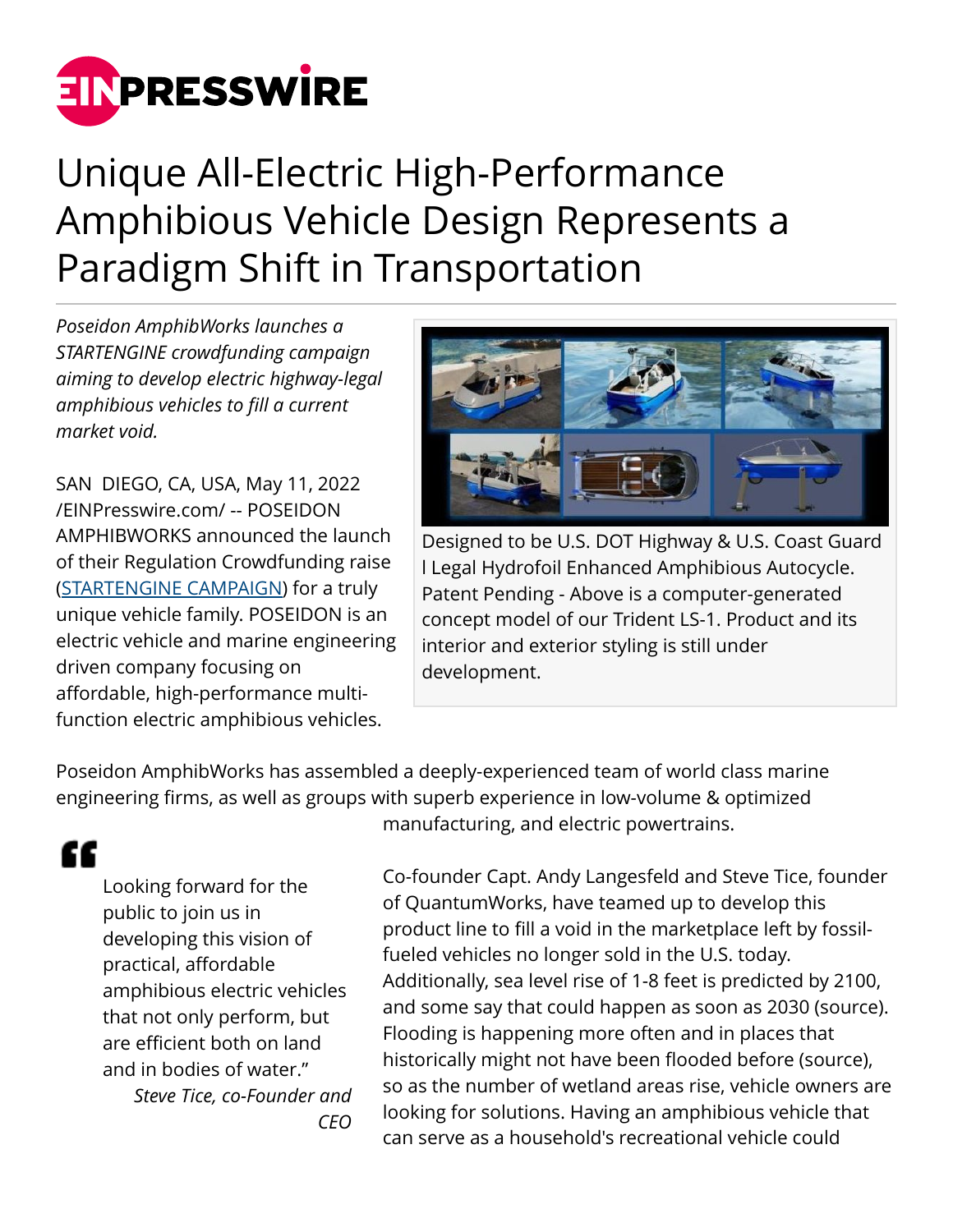# Unique All-Electric High-Performance Amphibious Vehicle Design Represents a Paradigm Shift in Transportation

*Poseidon AmphibWorks launches a STARTENGINE crowdfunding campaign aiming to develop electric highway-legal amphibious vehicles to fill a current market void.*

SAN DIEGO, CA, USA, May 11, 2022 /EINPresswire.com/ -- POSEIDON AMPHIBWORKS announced the launch of their Regulation Crowdfunding raise (STARTENGINE CAMPAIGN) for a truly unique vehicle family. POSEIDON is an electric vehicle and marine engineering driven company focusing on affordable, high-performance multi-function electric amphibious vehicles.

Designed to be U.S. DOT Highway & U.S. Coast Guard l Legal Hydrofoil Enhanced Amphibious Autocycle. Patent Pending - Above is a computer-generated concept model of our Trident LS-1. Product and its interior and exterior styling is still under development.

Poseidon AmphibWorks has assembled a deeply-experienced team of world class marine engineering firms, as well as groups with superb experience in low-volume & optimized manufacturing, and electric powertrains.

> Looking forward for the public to join us in developing this vision of practical, affordable amphibious electric vehicles that not only perform, but are efficient both on land and in bodies of water."
>
> *Steve Tice, co-Founder and CEO*

Co-founder Capt. Andy Langesfeld and Steve Tice, founder of QuantumWorks, have teamed up to develop this product line to fill a void in the marketplace left by fossil-fueled vehicles no longer sold in the U.S. today. Additionally, sea level rise of 1-8 feet is predicted by 2100, and some say that could happen as soon as 2030 (source). Flooding is happening more often and in places that historically might not have been flooded before (source), so as the number of wetland areas rise, vehicle owners are looking for solutions. Having an amphibious vehicle that can serve as a household's recreational vehicle could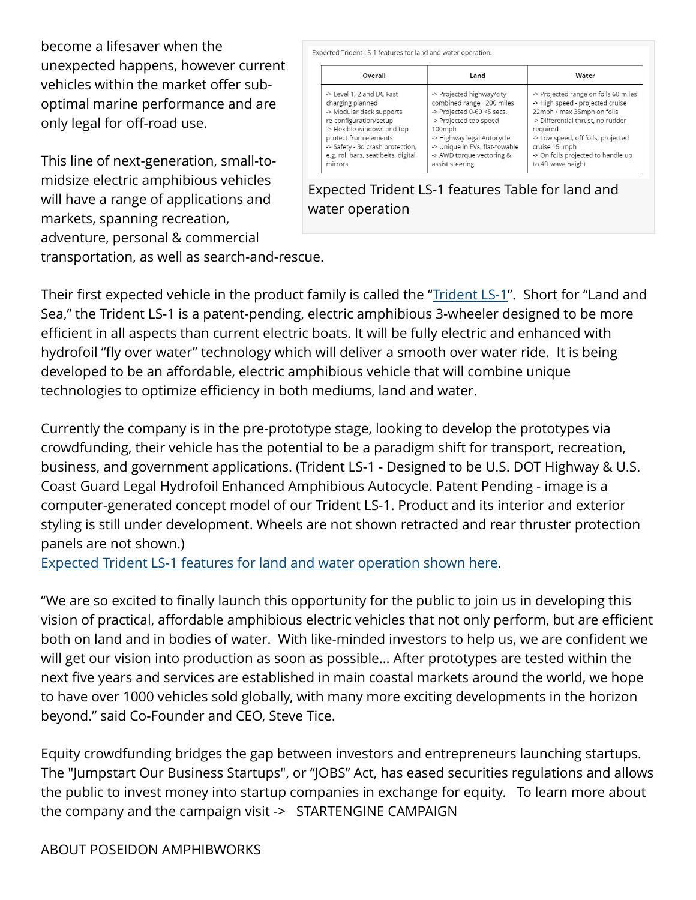become a lifesaver when the unexpected happens, however current vehicles within the market offer sub-optimal marine performance and are only legal for off-road use.

This line of next-generation, small-to-midsize electric amphibious vehicles will have a range of applications and markets, spanning recreation, adventure, personal & commercial transportation, as well as search-and-rescue.

Expected Trident LS-1 features for land and water operation:

| Overall | Land | Water |
|---|---|---|
| -> Level 1, 2 and DC Fast charging planned<br>-> Modular deck supports re-configuration/setup<br>-> Flexible windows and top protect from elements<br>-> Safety - 3d crash protection, e.g, roll bars, seat belts, digital mirrors | -> Projected highway/city combined range ~200 miles<br>-> Projected 0-60 <5 secs.<br>-> Projected top speed 100mph<br>-> Highway legal Autocycle<br>-> Unique in EVs, flat-towable<br>-> AWD torque vectoring & assist steering | -> Projected range on foils 60 miles<br>-> High speed - projected cruise 22mph / max 35mph on foils<br>-> Differential thrust, no rudder required<br>-> Low speed, off foils, projected cruise 15 mph<br>-> On foils projected to handle up to 4ft wave height |

Expected Trident LS-1 features Table for land and water operation

Their first expected vehicle in the product family is called the "Trident LS-1". Short for "Land and Sea," the Trident LS-1 is a patent-pending, electric amphibious 3-wheeler designed to be more efficient in all aspects than current electric boats. It will be fully electric and enhanced with hydrofoil "fly over water" technology which will deliver a smooth over water ride. It is being developed to be an affordable, electric amphibious vehicle that will combine unique technologies to optimize efficiency in both mediums, land and water.

Currently the company is in the pre-prototype stage, looking to develop the prototypes via crowdfunding, their vehicle has the potential to be a paradigm shift for transport, recreation, business, and government applications. (Trident LS-1 - Designed to be U.S. DOT Highway & U.S. Coast Guard Legal Hydrofoil Enhanced Amphibious Autocycle. Patent Pending - image is a computer-generated concept model of our Trident LS-1. Product and its interior and exterior styling is still under development. Wheels are not shown retracted and rear thruster protection panels are not shown.)
Expected Trident LS-1 features for land and water operation shown here.

"We are so excited to finally launch this opportunity for the public to join us in developing this vision of practical, affordable amphibious electric vehicles that not only perform, but are efficient both on land and in bodies of water. With like-minded investors to help us, we are confident we will get our vision into production as soon as possible... After prototypes are tested within the next five years and services are established in main coastal markets around the world, we hope to have over 1000 vehicles sold globally, with many more exciting developments in the horizon beyond." said Co-Founder and CEO, Steve Tice.

Equity crowdfunding bridges the gap between investors and entrepreneurs launching startups. The "Jumpstart Our Business Startups", or "JOBS" Act, has eased securities regulations and allows the public to invest money into startup companies in exchange for equity. To learn more about the company and the campaign visit -> STARTENGINE CAMPAIGN

ABOUT POSEIDON AMPHIBWORKS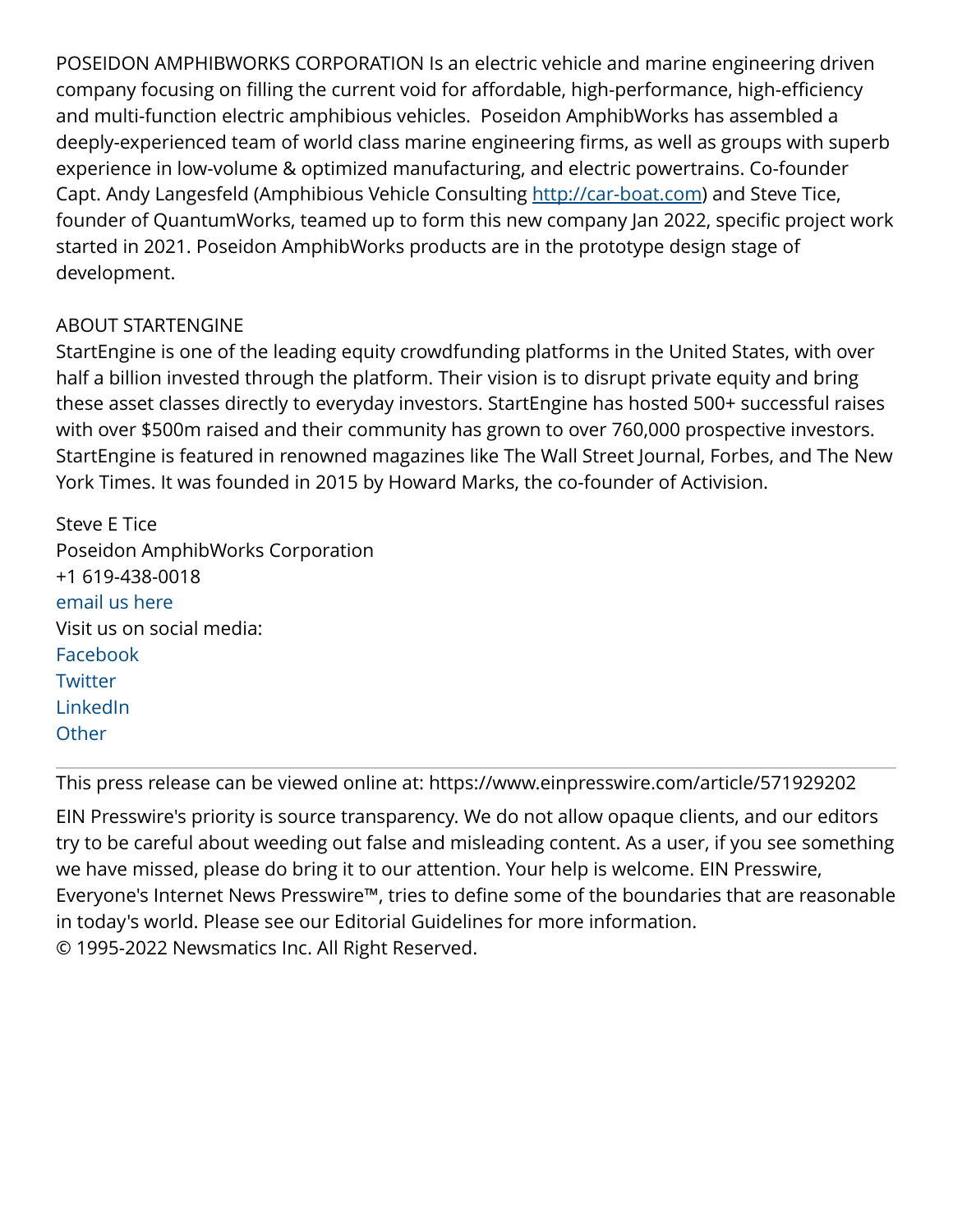POSEIDON AMPHIBWORKS CORPORATION Is an electric vehicle and marine engineering driven company focusing on filling the current void for affordable, high-performance, high-efficiency and multi-function electric amphibious vehicles.  Poseidon AmphibWorks has assembled a deeply-experienced team of world class marine engineering firms, as well as groups with superb experience in low-volume & optimized manufacturing, and electric powertrains. Co-founder Capt. Andy Langesfeld (Amphibious Vehicle Consulting [http://car-boat.com](http://car-boat.com)) and Steve Tice, founder of QuantumWorks, teamed up to form this new company Jan 2022, specific project work started in 2021. Poseidon AmphibWorks products are in the prototype design stage of development.

ABOUT STARTENGINE
StartEngine is one of the leading equity crowdfunding platforms in the United States, with over half a billion invested through the platform. Their vision is to disrupt private equity and bring these asset classes directly to everyday investors. StartEngine has hosted 500+ successful raises with over $500m raised and their community has grown to over 760,000 prospective investors. StartEngine is featured in renowned magazines like The Wall Street Journal, Forbes, and The New York Times. It was founded in 2015 by Howard Marks, the co-founder of Activision.

Steve E Tice
Poseidon AmphibWorks Corporation
+1 619-438-0018
email us here
Visit us on social media:
Facebook
Twitter
LinkedIn
Other

---

This press release can be viewed online at: https://www.einpresswire.com/article/571929202

EIN Presswire's priority is source transparency. We do not allow opaque clients, and our editors try to be careful about weeding out false and misleading content. As a user, if you see something we have missed, please do bring it to our attention. Your help is welcome. EIN Presswire, Everyone's Internet News Presswire™, tries to define some of the boundaries that are reasonable in today's world. Please see our Editorial Guidelines for more information.
© 1995-2022 Newsmatics Inc. All Right Reserved.